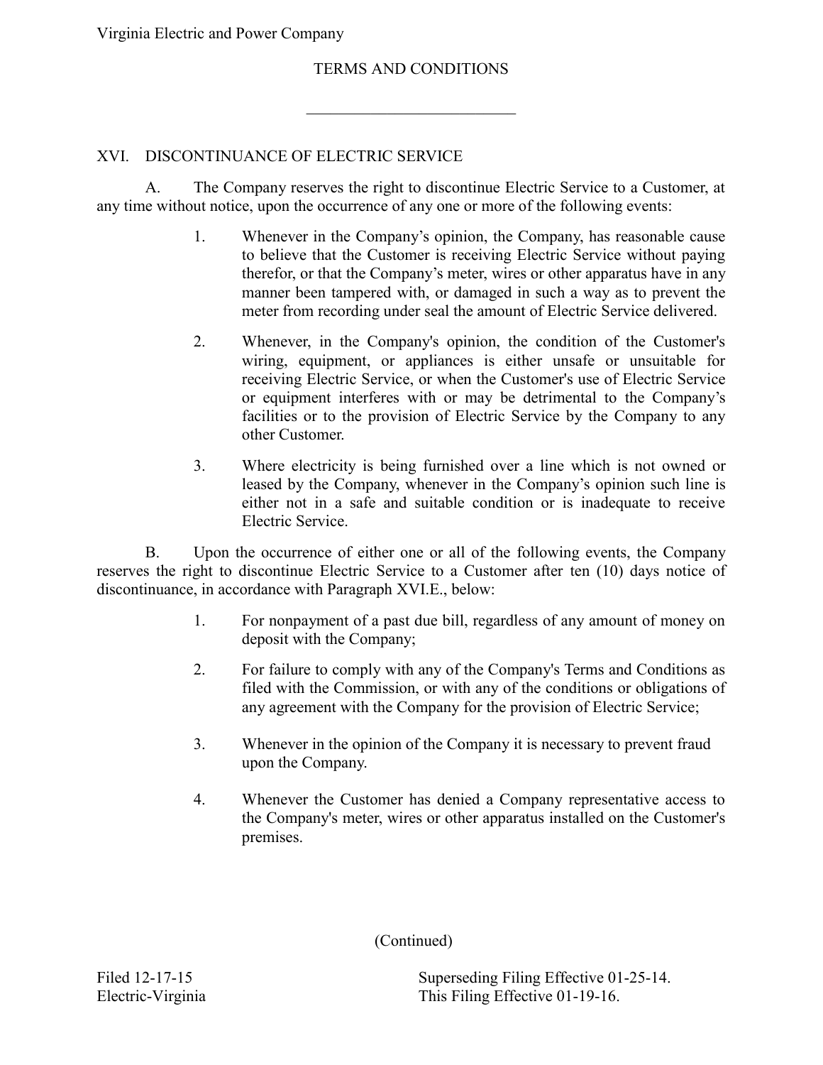Virginia Electric and Power Company

# TERMS AND CONDITIONS

## XVI. DISCONTINUANCE OF ELECTRIC SERVICE

A. The Company reserves the right to discontinue Electric Service to a Customer, at any time without notice, upon the occurrence of any one or more of the following events:

1. Whenever in the Company's opinion, the Company, has reasonable cause to believe that the Customer is receiving Electric Service without paying therefor, or that the Company's meter, wires or other apparatus have in any manner been tampered with, or damaged in such a way as to prevent the meter from recording under seal the amount of Electric Service delivered.

2. Whenever, in the Company's opinion, the condition of the Customer's wiring, equipment, or appliances is either unsafe or unsuitable for receiving Electric Service, or when the Customer's use of Electric Service or equipment interferes with or may be detrimental to the Company's facilities or to the provision of Electric Service by the Company to any other Customer.

3. Where electricity is being furnished over a line which is not owned or leased by the Company, whenever in the Company's opinion such line is either not in a safe and suitable condition or is inadequate to receive Electric Service.

B. Upon the occurrence of either one or all of the following events, the Company reserves the right to discontinue Electric Service to a Customer after ten (10) days notice of discontinuance, in accordance with Paragraph XVI.E., below:

1. For nonpayment of a past due bill, regardless of any amount of money on deposit with the Company;

2. For failure to comply with any of the Company's Terms and Conditions as filed with the Commission, or with any of the conditions or obligations of any agreement with the Company for the provision of Electric Service;

3. Whenever in the opinion of the Company it is necessary to prevent fraud upon the Company.

4. Whenever the Customer has denied a Company representative access to the Company's meter, wires or other apparatus installed on the Customer's premises.

(Continued)

Filed 12-17-15
Electric-Virginia

Superseding Filing Effective 01-25-14.
This Filing Effective 01-19-16.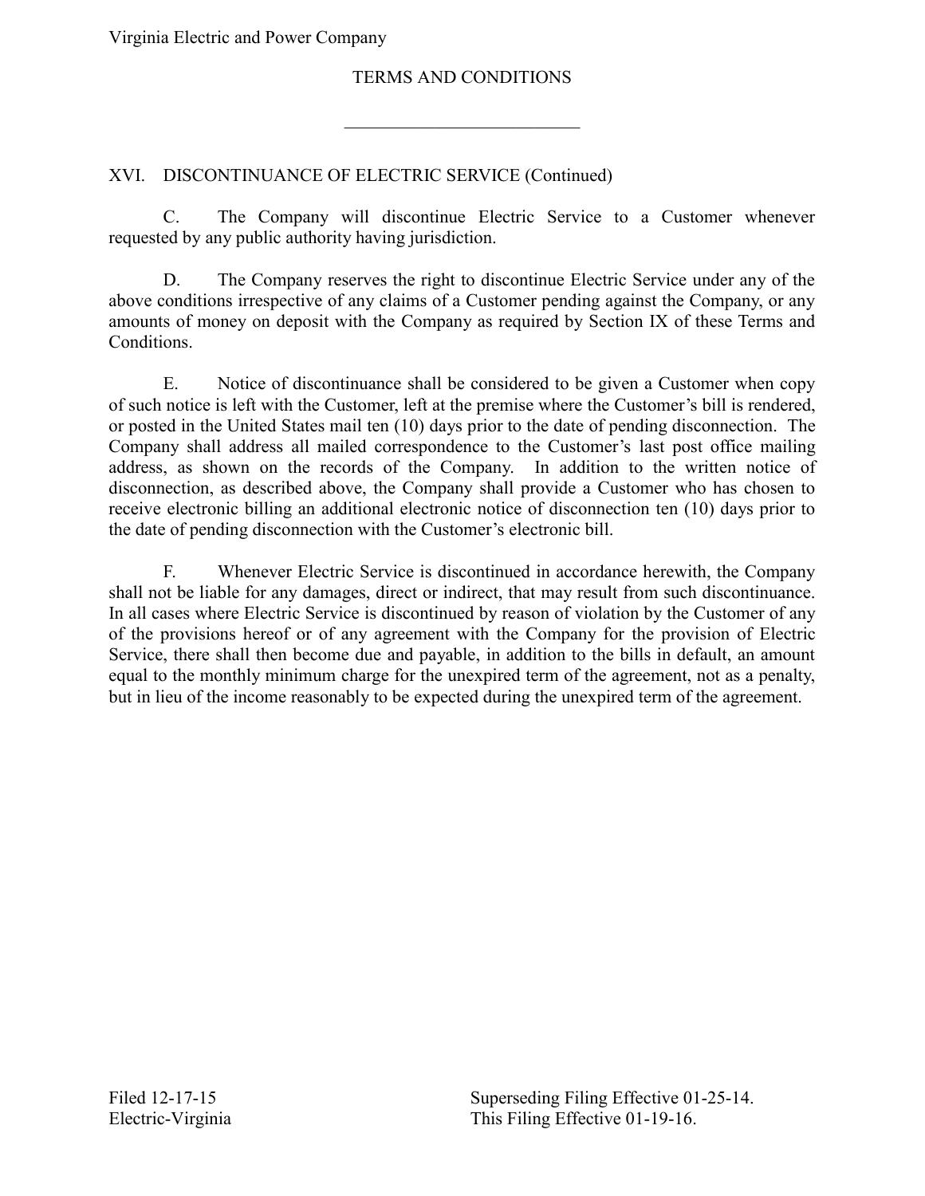# TERMS AND CONDITIONS

## XVI. DISCONTINUANCE OF ELECTRIC SERVICE (Continued)

C. The Company will discontinue Electric Service to a Customer whenever requested by any public authority having jurisdiction.

D. The Company reserves the right to discontinue Electric Service under any of the above conditions irrespective of any claims of a Customer pending against the Company, or any amounts of money on deposit with the Company as required by Section IX of these Terms and Conditions.

E. Notice of discontinuance shall be considered to be given a Customer when copy of such notice is left with the Customer, left at the premise where the Customer's bill is rendered, or posted in the United States mail ten (10) days prior to the date of pending disconnection. The Company shall address all mailed correspondence to the Customer's last post office mailing address, as shown on the records of the Company. In addition to the written notice of disconnection, as described above, the Company shall provide a Customer who has chosen to receive electronic billing an additional electronic notice of disconnection ten (10) days prior to the date of pending disconnection with the Customer's electronic bill.

F. Whenever Electric Service is discontinued in accordance herewith, the Company shall not be liable for any damages, direct or indirect, that may result from such discontinuance. In all cases where Electric Service is discontinued by reason of violation by the Customer of any of the provisions hereof or of any agreement with the Company for the provision of Electric Service, there shall then become due and payable, in addition to the bills in default, an amount equal to the monthly minimum charge for the unexpired term of the agreement, not as a penalty, but in lieu of the income reasonably to be expected during the unexpired term of the agreement.

Filed 12-17-15
Electric-Virginia

Superseding Filing Effective 01-25-14.
This Filing Effective 01-19-16.